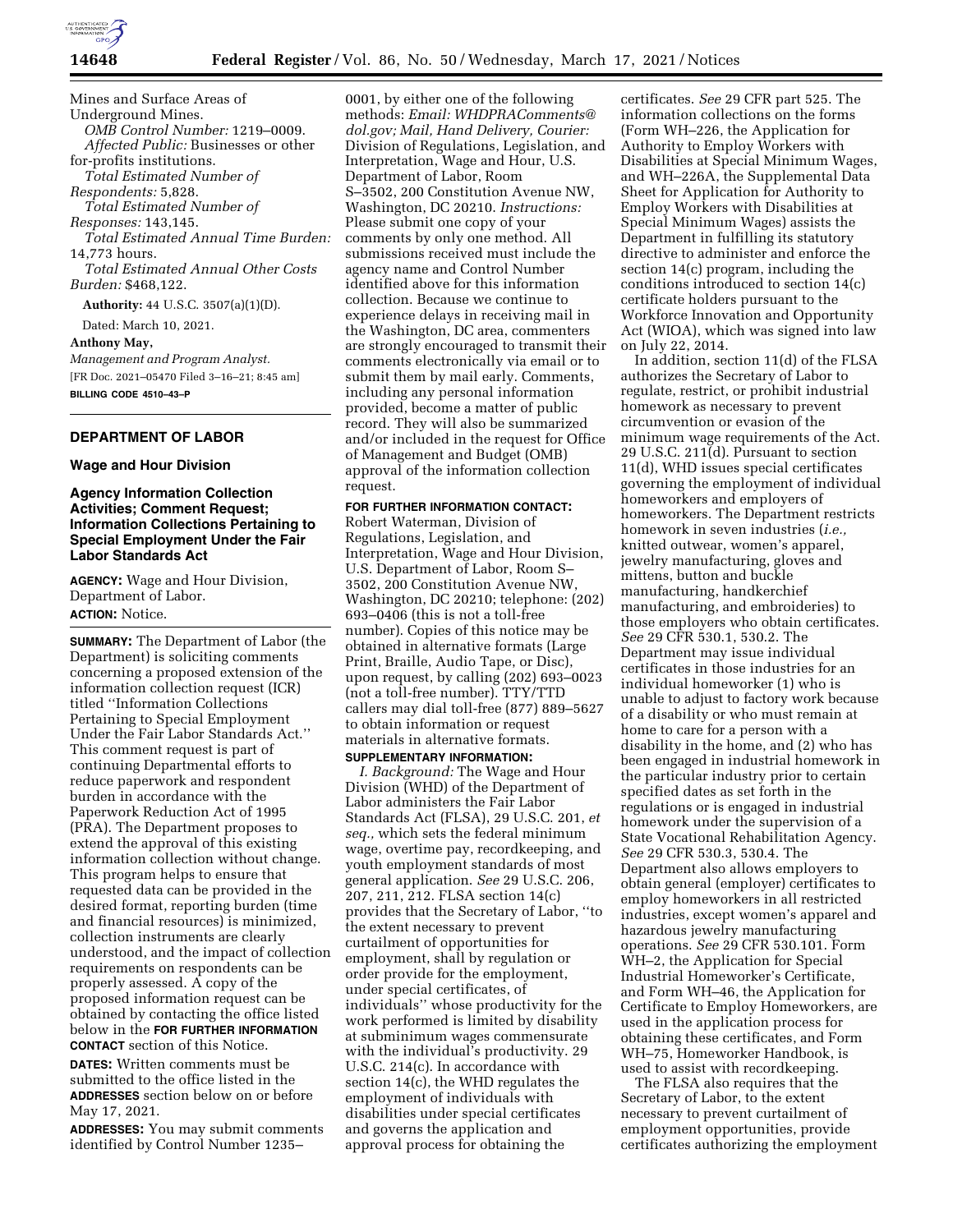Mines and Surface Areas of Underground Mines.

*OMB Control Number:* 1219–0009.

*Affected Public:* Businesses or other for-profits institutions.

*Total Estimated Number of Respondents:* 5,828.

*Total Estimated Number of Responses:* 143,145.

*Total Estimated Annual Time Burden:* 14,773 hours.

*Total Estimated Annual Other Costs Burden:* $468,122.

**Authority:** 44 U.S.C. 3507(a)(1)(D).

Dated: March 10, 2021.

**Anthony May,**

*Management and Program Analyst.*

[FR Doc. 2021–05470 Filed 3–16–21; 8:45 am]

**BILLING CODE 4510–43–P**

---

## DEPARTMENT OF LABOR

### Wage and Hour Division

### Agency Information Collection Activities; Comment Request; Information Collections Pertaining to Special Employment Under the Fair Labor Standards Act

**AGENCY:** Wage and Hour Division, Department of Labor.

**ACTION:** Notice.

**SUMMARY:** The Department of Labor (the Department) is soliciting comments concerning a proposed extension of the information collection request (ICR) titled ''Information Collections Pertaining to Special Employment Under the Fair Labor Standards Act.'' This comment request is part of continuing Departmental efforts to reduce paperwork and respondent burden in accordance with the Paperwork Reduction Act of 1995 (PRA). The Department proposes to extend the approval of this existing information collection without change. This program helps to ensure that requested data can be provided in the desired format, reporting burden (time and financial resources) is minimized, collection instruments are clearly understood, and the impact of collection requirements on respondents can be properly assessed. A copy of the proposed information request can be obtained by contacting the office listed below in the **FOR FURTHER INFORMATION CONTACT** section of this Notice.

**DATES:** Written comments must be submitted to the office listed in the **ADDRESSES** section below on or before May 17, 2021.

**ADDRESSES:** You may submit comments identified by Control Number 1235–0001, by either one of the following methods: *Email: WHDPRAComments@dol.gov; Mail, Hand Delivery, Courier:* Division of Regulations, Legislation, and Interpretation, Wage and Hour, U.S. Department of Labor, Room S–3502, 200 Constitution Avenue NW, Washington, DC 20210. *Instructions:* Please submit one copy of your comments by only one method. All submissions received must include the agency name and Control Number identified above for this information collection. Because we continue to experience delays in receiving mail in the Washington, DC area, commenters are strongly encouraged to transmit their comments electronically via email or to submit them by mail early. Comments, including any personal information provided, become a matter of public record. They will also be summarized and/or included in the request for Office of Management and Budget (OMB) approval of the information collection request.

**FOR FURTHER INFORMATION CONTACT:** Robert Waterman, Division of Regulations, Legislation, and Interpretation, Wage and Hour Division, U.S. Department of Labor, Room S–3502, 200 Constitution Avenue NW, Washington, DC 20210; telephone: (202) 693–0406 (this is not a toll-free number). Copies of this notice may be obtained in alternative formats (Large Print, Braille, Audio Tape, or Disc), upon request, by calling (202) 693–0023 (not a toll-free number). TTY/TTD callers may dial toll-free (877) 889–5627 to obtain information or request materials in alternative formats.

**SUPPLEMENTARY INFORMATION:**

*I. Background:* The Wage and Hour Division (WHD) of the Department of Labor administers the Fair Labor Standards Act (FLSA), 29 U.S.C. 201, *et seq.,* which sets the federal minimum wage, overtime pay, recordkeeping, and youth employment standards of most general application. *See* 29 U.S.C. 206, 207, 211, 212. FLSA section 14(c) provides that the Secretary of Labor, ''to the extent necessary to prevent curtailment of opportunities for employment, shall by regulation or order provide for the employment, under special certificates, of individuals'' whose productivity for the work performed is limited by disability at subminimum wages commensurate with the individual's productivity. 29 U.S.C. 214(c). In accordance with section 14(c), the WHD regulates the employment of individuals with disabilities under special certificates and governs the application and approval process for obtaining the certificates. *See* 29 CFR part 525. The information collections on the forms (Form WH–226, the Application for Authority to Employ Workers with Disabilities at Special Minimum Wages, and WH–226A, the Supplemental Data Sheet for Application for Authority to Employ Workers with Disabilities at Special Minimum Wages) assists the Department in fulfilling its statutory directive to administer and enforce the section 14(c) program, including the conditions introduced to section 14(c) certificate holders pursuant to the Workforce Innovation and Opportunity Act (WIOA), which was signed into law on July 22, 2014.

In addition, section 11(d) of the FLSA authorizes the Secretary of Labor to regulate, restrict, or prohibit industrial homework as necessary to prevent circumvention or evasion of the minimum wage requirements of the Act. 29 U.S.C. 211(d). Pursuant to section 11(d), WHD issues special certificates governing the employment of individual homeworkers and employers of homeworkers. The Department restricts homework in seven industries (*i.e.,* knitted outwear, women's apparel, jewelry manufacturing, gloves and mittens, button and buckle manufacturing, handkerchief manufacturing, and embroideries) to those employers who obtain certificates. *See* 29 CFR 530.1, 530.2. The Department may issue individual certificates in those industries for an individual homeworker (1) who is unable to adjust to factory work because of a disability or who must remain at home to care for a person with a disability in the home, and (2) who has been engaged in industrial homework in the particular industry prior to certain specified dates as set forth in the regulations or is engaged in industrial homework under the supervision of a State Vocational Rehabilitation Agency. *See* 29 CFR 530.3, 530.4. The Department also allows employers to obtain general (employer) certificates to employ homeworkers in all restricted industries, except women's apparel and hazardous jewelry manufacturing operations. *See* 29 CFR 530.101. Form WH–2, the Application for Special Industrial Homeworker's Certificate, and Form WH–46, the Application for Certificate to Employ Homeworkers, are used in the application process for obtaining these certificates, and Form WH–75, Homeworker Handbook, is used to assist with recordkeeping.

The FLSA also requires that the Secretary of Labor, to the extent necessary to prevent curtailment of employment opportunities, provide certificates authorizing the employment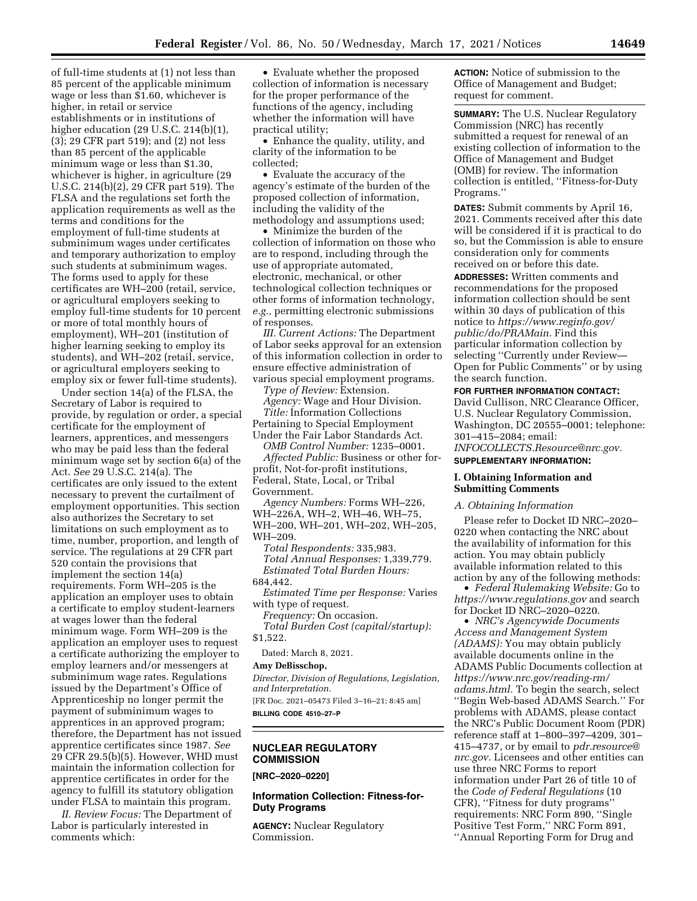of full-time students at (1) not less than 85 percent of the applicable minimum wage or less than $1.60, whichever is higher, in retail or service establishments or in institutions of higher education (29 U.S.C. 214(b)(1), (3); 29 CFR part 519); and (2) not less than 85 percent of the applicable minimum wage or less than $1.30, whichever is higher, in agriculture (29 U.S.C. 214(b)(2), 29 CFR part 519). The FLSA and the regulations set forth the application requirements as well as the terms and conditions for the employment of full-time students at subminimum wages under certificates and temporary authorization to employ such students at subminimum wages. The forms used to apply for these certificates are WH–200 (retail, service, or agricultural employers seeking to employ full-time students for 10 percent or more of total monthly hours of employment), WH–201 (institution of higher learning seeking to employ its students), and WH–202 (retail, service, or agricultural employers seeking to employ six or fewer full-time students).

Under section 14(a) of the FLSA, the Secretary of Labor is required to provide, by regulation or order, a special certificate for the employment of learners, apprentices, and messengers who may be paid less than the federal minimum wage set by section 6(a) of the Act. *See* 29 U.S.C. 214(a). The certificates are only issued to the extent necessary to prevent the curtailment of employment opportunities. This section also authorizes the Secretary to set limitations on such employment as to time, number, proportion, and length of service. The regulations at 29 CFR part 520 contain the provisions that implement the section 14(a) requirements. Form WH–205 is the application an employer uses to obtain a certificate to employ student-learners at wages lower than the federal minimum wage. Form WH–209 is the application an employer uses to request a certificate authorizing the employer to employ learners and/or messengers at subminimum wage rates. Regulations issued by the Department's Office of Apprenticeship no longer permit the payment of subminimum wages to apprentices in an approved program; therefore, the Department has not issued apprentice certificates since 1987. *See* 29 CFR 29.5(b)(5). However, WHD must maintain the information collection for apprentice certificates in order for the agency to fulfill its statutory obligation under FLSA to maintain this program.

*II. Review Focus:* The Department of Labor is particularly interested in comments which:

- Evaluate whether the proposed collection of information is necessary for the proper performance of the functions of the agency, including whether the information will have practical utility;
- Enhance the quality, utility, and clarity of the information to be collected;
- Evaluate the accuracy of the agency's estimate of the burden of the proposed collection of information, including the validity of the methodology and assumptions used;
- Minimize the burden of the collection of information on those who are to respond, including through the use of appropriate automated, electronic, mechanical, or other technological collection techniques or other forms of information technology, *e.g.,* permitting electronic submissions of responses.

*III. Current Actions:* The Department of Labor seeks approval for an extension of this information collection in order to ensure effective administration of various special employment programs.

*Type of Review:* Extension.

*Agency:* Wage and Hour Division.

*Title:* Information Collections Pertaining to Special Employment Under the Fair Labor Standards Act.

*OMB Control Number:* 1235–0001.

*Affected Public:* Business or other for-profit, Not-for-profit institutions, Federal, State, Local, or Tribal Government.

*Agency Numbers:* Forms WH–226, WH–226A, WH–2, WH–46, WH–75, WH–200, WH–201, WH–202, WH–205, WH–209.

*Total Respondents:* 335,983.

*Total Annual Responses:* 1,339,779.

*Estimated Total Burden Hours:* 684,442.

*Estimated Time per Response:* Varies with type of request.

*Frequency:* On occasion.

*Total Burden Cost (capital/startup):* $1,522.

Dated: March 8, 2021.

**Amy DeBisschop,**

*Director, Division of Regulations, Legislation, and Interpretation.*

[FR Doc. 2021–05473 Filed 3–16–21; 8:45 am]

**BILLING CODE 4510–27–P**

## NUCLEAR REGULATORY COMMISSION

**[NRC–2020–0220]**

## Information Collection: Fitness-for-Duty Programs

**AGENCY:** Nuclear Regulatory Commission.

**ACTION:** Notice of submission to the Office of Management and Budget; request for comment.

**SUMMARY:** The U.S. Nuclear Regulatory Commission (NRC) has recently submitted a request for renewal of an existing collection of information to the Office of Management and Budget (OMB) for review. The information collection is entitled, ''Fitness-for-Duty Programs.''

**DATES:** Submit comments by April 16, 2021. Comments received after this date will be considered if it is practical to do so, but the Commission is able to ensure consideration only for comments received on or before this date.

**ADDRESSES:** Written comments and recommendations for the proposed information collection should be sent within 30 days of publication of this notice to *https://www.reginfo.gov/public/do/PRAMain.* Find this particular information collection by selecting ''Currently under Review—Open for Public Comments'' or by using the search function.

**FOR FURTHER INFORMATION CONTACT:** David Cullison, NRC Clearance Officer, U.S. Nuclear Regulatory Commission, Washington, DC 20555–0001; telephone: 301–415–2084; email: *INFOCOLLECTS.Resource@nrc.gov.*

**SUPPLEMENTARY INFORMATION:**

### I. Obtaining Information and Submitting Comments

*A. Obtaining Information*

Please refer to Docket ID NRC–2020–0220 when contacting the NRC about the availability of information for this action. You may obtain publicly available information related to this action by any of the following methods:

- *Federal Rulemaking Website:* Go to *https://www.regulations.gov* and search for Docket ID NRC–2020–0220.
- *NRC's Agencywide Documents Access and Management System (ADAMS):* You may obtain publicly available documents online in the ADAMS Public Documents collection at *https://www.nrc.gov/reading-rm/adams.html.* To begin the search, select ''Begin Web-based ADAMS Search.'' For problems with ADAMS, please contact the NRC's Public Document Room (PDR) reference staff at 1–800–397–4209, 301–415–4737, or by email to *pdr.resource@nrc.gov.* Licensees and other entities can use three NRC Forms to report information under Part 26 of title 10 of the *Code of Federal Regulations* (10 CFR), ''Fitness for duty programs'' requirements: NRC Form 890, ''Single Positive Test Form,'' NRC Form 891, ''Annual Reporting Form for Drug and